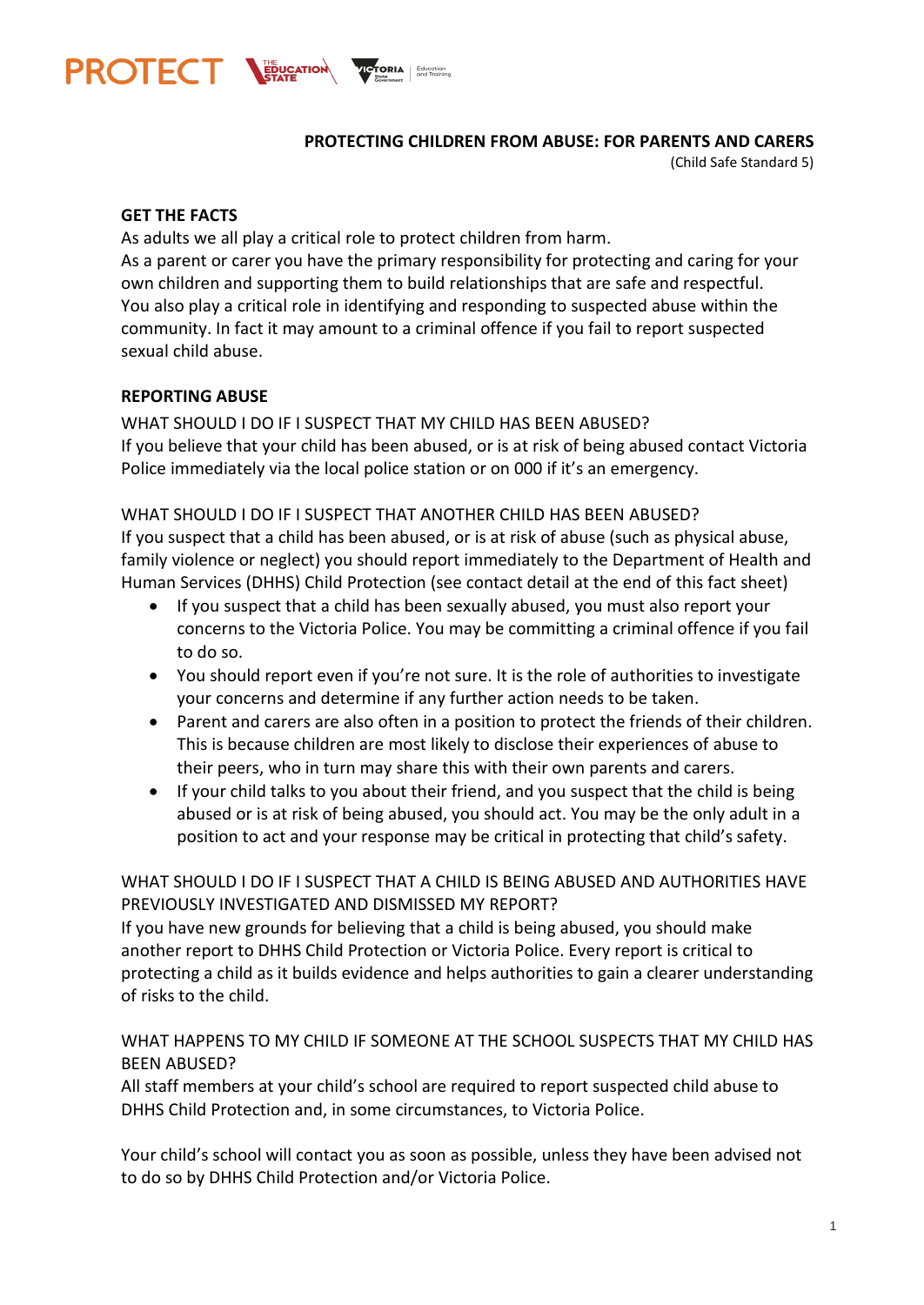PROTECT

**PROTECTING CHILDREN FROM ABUSE: FOR PARENTS AND CARERS**
(Child Safe Standard 5)

## GET THE FACTS

As adults we all play a critical role to protect children from harm.
As a parent or carer you have the primary responsibility for protecting and caring for your own children and supporting them to build relationships that are safe and respectful. You also play a critical role in identifying and responding to suspected abuse within the community. In fact it may amount to a criminal offence if you fail to report suspected sexual child abuse.

## REPORTING ABUSE

### WHAT SHOULD I DO IF I SUSPECT THAT MY CHILD HAS BEEN ABUSED?

If you believe that your child has been abused, or is at risk of being abused contact Victoria Police immediately via the local police station or on 000 if it's an emergency.

### WHAT SHOULD I DO IF I SUSPECT THAT ANOTHER CHILD HAS BEEN ABUSED?

If you suspect that a child has been abused, or is at risk of abuse (such as physical abuse, family violence or neglect) you should report immediately to the Department of Health and Human Services (DHHS) Child Protection (see contact detail at the end of this fact sheet)

- If you suspect that a child has been sexually abused, you must also report your concerns to the Victoria Police. You may be committing a criminal offence if you fail to do so.
- You should report even if you're not sure. It is the role of authorities to investigate your concerns and determine if any further action needs to be taken.
- Parent and carers are also often in a position to protect the friends of their children. This is because children are most likely to disclose their experiences of abuse to their peers, who in turn may share this with their own parents and carers.
- If your child talks to you about their friend, and you suspect that the child is being abused or is at risk of being abused, you should act. You may be the only adult in a position to act and your response may be critical in protecting that child's safety.

### WHAT SHOULD I DO IF I SUSPECT THAT A CHILD IS BEING ABUSED AND AUTHORITIES HAVE PREVIOUSLY INVESTIGATED AND DISMISSED MY REPORT?

If you have new grounds for believing that a child is being abused, you should make another report to DHHS Child Protection or Victoria Police. Every report is critical to protecting a child as it builds evidence and helps authorities to gain a clearer understanding of risks to the child.

### WHAT HAPPENS TO MY CHILD IF SOMEONE AT THE SCHOOL SUSPECTS THAT MY CHILD HAS BEEN ABUSED?

All staff members at your child's school are required to report suspected child abuse to DHHS Child Protection and, in some circumstances, to Victoria Police.

Your child's school will contact you as soon as possible, unless they have been advised not to do so by DHHS Child Protection and/or Victoria Police.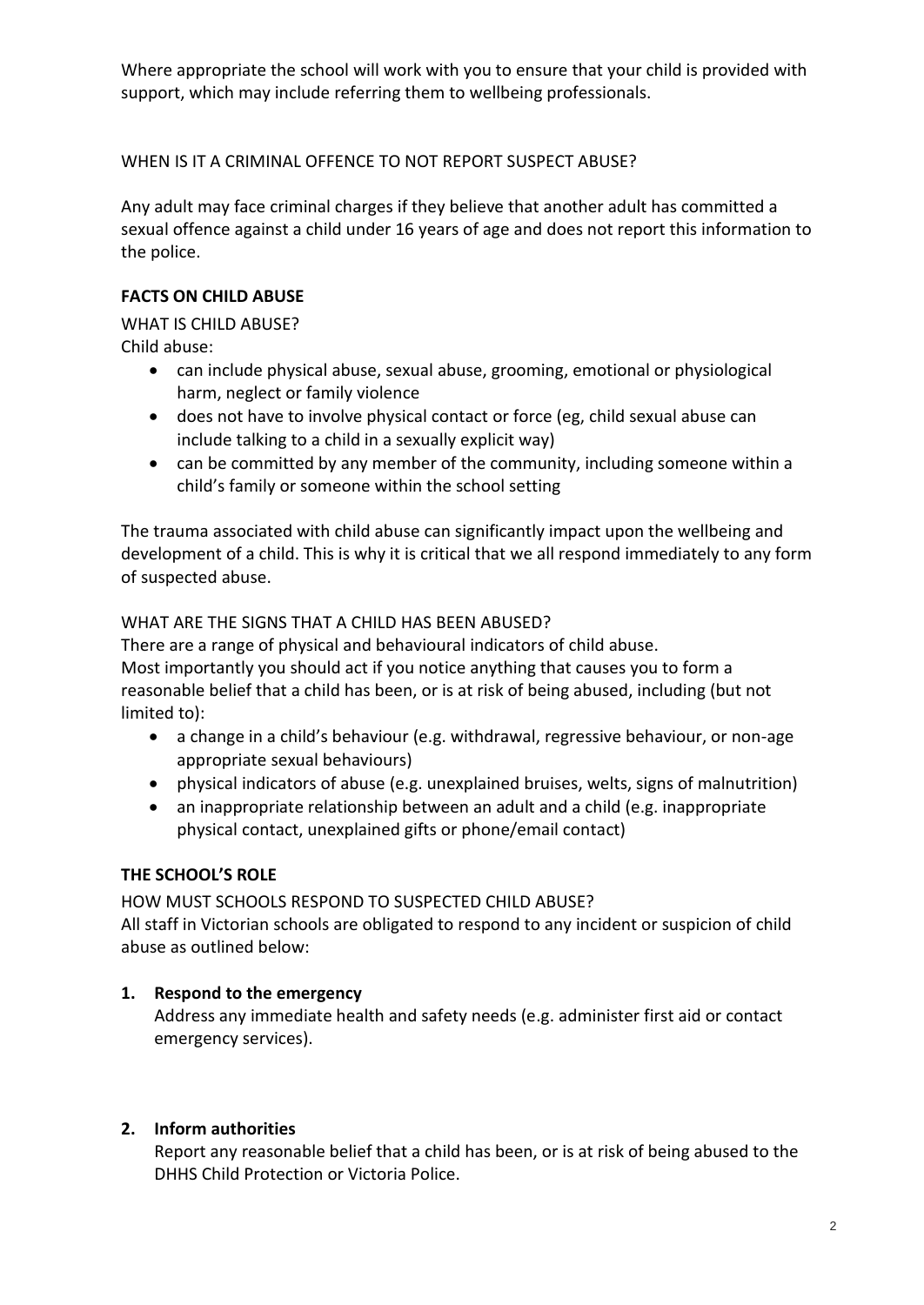Where appropriate the school will work with you to ensure that your child is provided with support, which may include referring them to wellbeing professionals.

WHEN IS IT A CRIMINAL OFFENCE TO NOT REPORT SUSPECT ABUSE?

Any adult may face criminal charges if they believe that another adult has committed a sexual offence against a child under 16 years of age and does not report this information to the police.

## FACTS ON CHILD ABUSE

WHAT IS CHILD ABUSE?

Child abuse:

- can include physical abuse, sexual abuse, grooming, emotional or physiological harm, neglect or family violence
- does not have to involve physical contact or force (eg, child sexual abuse can include talking to a child in a sexually explicit way)
- can be committed by any member of the community, including someone within a child's family or someone within the school setting

The trauma associated with child abuse can significantly impact upon the wellbeing and development of a child. This is why it is critical that we all respond immediately to any form of suspected abuse.

WHAT ARE THE SIGNS THAT A CHILD HAS BEEN ABUSED?

There are a range of physical and behavioural indicators of child abuse.
Most importantly you should act if you notice anything that causes you to form a reasonable belief that a child has been, or is at risk of being abused, including (but not limited to):

- a change in a child's behaviour (e.g. withdrawal, regressive behaviour, or non-age appropriate sexual behaviours)
- physical indicators of abuse (e.g. unexplained bruises, welts, signs of malnutrition)
- an inappropriate relationship between an adult and a child (e.g. inappropriate physical contact, unexplained gifts or phone/email contact)

## THE SCHOOL'S ROLE

HOW MUST SCHOOLS RESPOND TO SUSPECTED CHILD ABUSE?

All staff in Victorian schools are obligated to respond to any incident or suspicion of child abuse as outlined below:

1. **Respond to the emergency**

   Address any immediate health and safety needs (e.g. administer first aid or contact emergency services).

2. **Inform authorities**

   Report any reasonable belief that a child has been, or is at risk of being abused to the DHHS Child Protection or Victoria Police.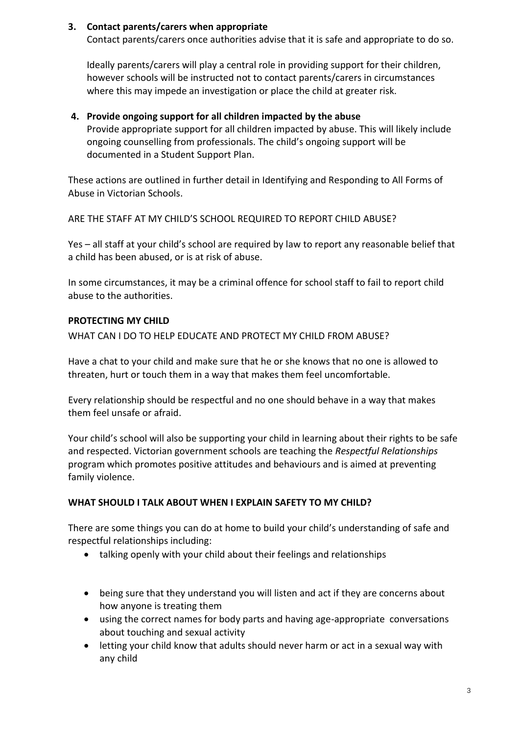3. **Contact parents/carers when appropriate**
   Contact parents/carers once authorities advise that it is safe and appropriate to do so.

   Ideally parents/carers will play a central role in providing support for their children, however schools will be instructed not to contact parents/carers in circumstances where this may impede an investigation or place the child at greater risk.

4. **Provide ongoing support for all children impacted by the abuse**
   Provide appropriate support for all children impacted by abuse. This will likely include ongoing counselling from professionals. The child's ongoing support will be documented in a Student Support Plan.

These actions are outlined in further detail in Identifying and Responding to All Forms of Abuse in Victorian Schools.

ARE THE STAFF AT MY CHILD'S SCHOOL REQUIRED TO REPORT CHILD ABUSE?

Yes – all staff at your child's school are required by law to report any reasonable belief that a child has been abused, or is at risk of abuse.

In some circumstances, it may be a criminal offence for school staff to fail to report child abuse to the authorities.

**PROTECTING MY CHILD**

WHAT CAN I DO TO HELP EDUCATE AND PROTECT MY CHILD FROM ABUSE?

Have a chat to your child and make sure that he or she knows that no one is allowed to threaten, hurt or touch them in a way that makes them feel uncomfortable.

Every relationship should be respectful and no one should behave in a way that makes them feel unsafe or afraid.

Your child's school will also be supporting your child in learning about their rights to be safe and respected. Victorian government schools are teaching the *Respectful Relationships* program which promotes positive attitudes and behaviours and is aimed at preventing family violence.

**WHAT SHOULD I TALK ABOUT WHEN I EXPLAIN SAFETY TO MY CHILD?**

There are some things you can do at home to build your child's understanding of safe and respectful relationships including:

- talking openly with your child about their feelings and relationships
- being sure that they understand you will listen and act if they are concerns about how anyone is treating them
- using the correct names for body parts and having age-appropriate conversations about touching and sexual activity
- letting your child know that adults should never harm or act in a sexual way with any child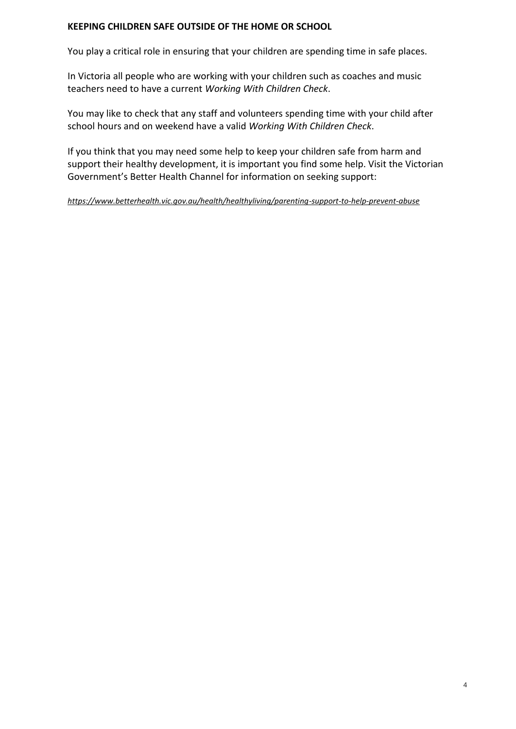**KEEPING CHILDREN SAFE OUTSIDE OF THE HOME OR SCHOOL**

You play a critical role in ensuring that your children are spending time in safe places.

In Victoria all people who are working with your children such as coaches and music teachers need to have a current *Working With Children Check*.

You may like to check that any staff and volunteers spending time with your child after school hours and on weekend have a valid *Working With Children Check*.

If you think that you may need some help to keep your children safe from harm and support their healthy development, it is important you find some help. Visit the Victorian Government's Better Health Channel for information on seeking support:

*https://www.betterhealth.vic.gov.au/health/healthyliving/parenting-support-to-help-prevent-abuse*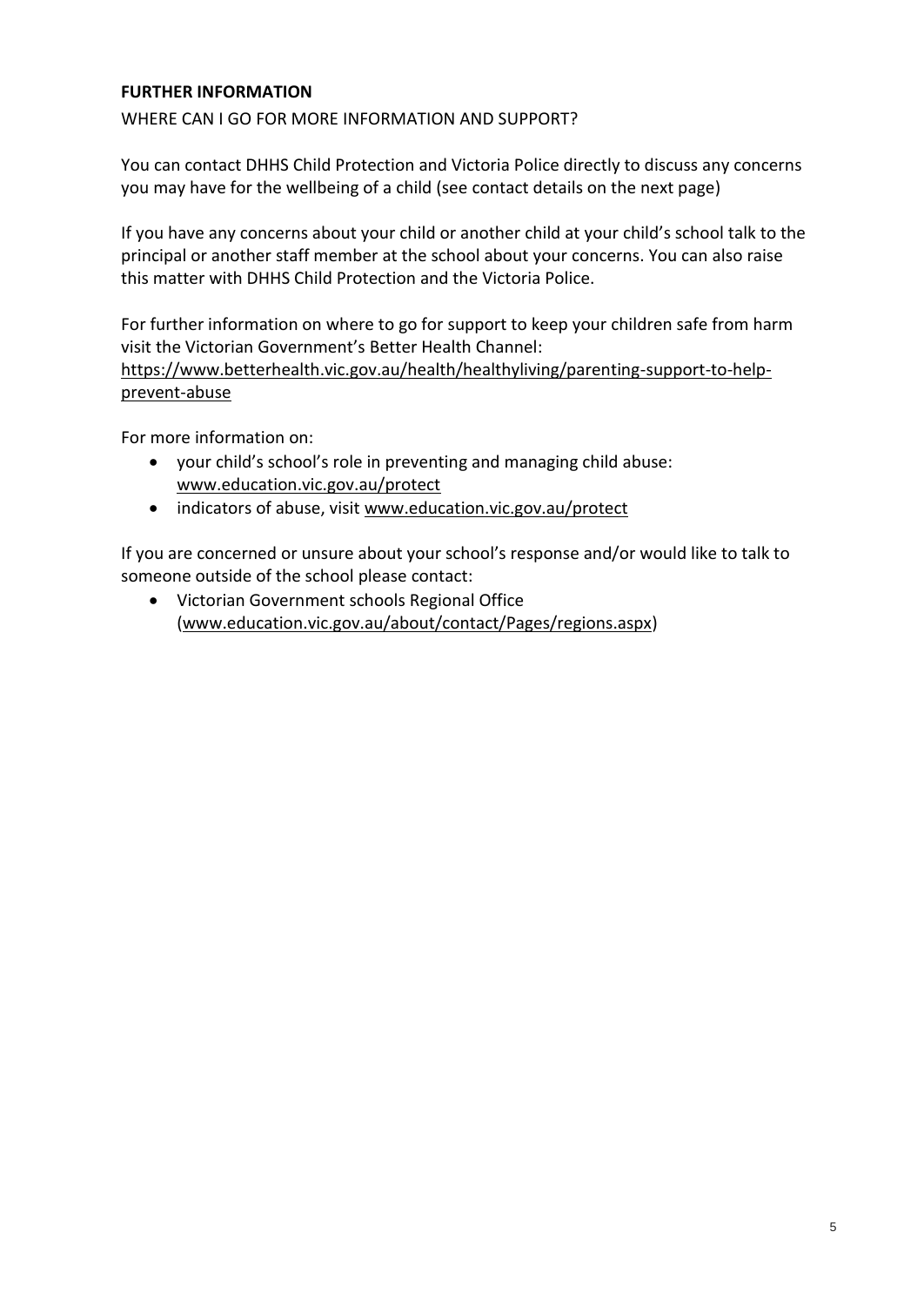**FURTHER INFORMATION**

WHERE CAN I GO FOR MORE INFORMATION AND SUPPORT?

You can contact DHHS Child Protection and Victoria Police directly to discuss any concerns you may have for the wellbeing of a child (see contact details on the next page)

If you have any concerns about your child or another child at your child's school talk to the principal or another staff member at the school about your concerns. You can also raise this matter with DHHS Child Protection and the Victoria Police.

For further information on where to go for support to keep your children safe from harm visit the Victorian Government's Better Health Channel: https://www.betterhealth.vic.gov.au/health/healthyliving/parenting-support-to-help-prevent-abuse

For more information on:

- your child's school's role in preventing and managing child abuse: www.education.vic.gov.au/protect
- indicators of abuse, visit www.education.vic.gov.au/protect

If you are concerned or unsure about your school's response and/or would like to talk to someone outside of the school please contact:

- Victorian Government schools Regional Office (www.education.vic.gov.au/about/contact/Pages/regions.aspx)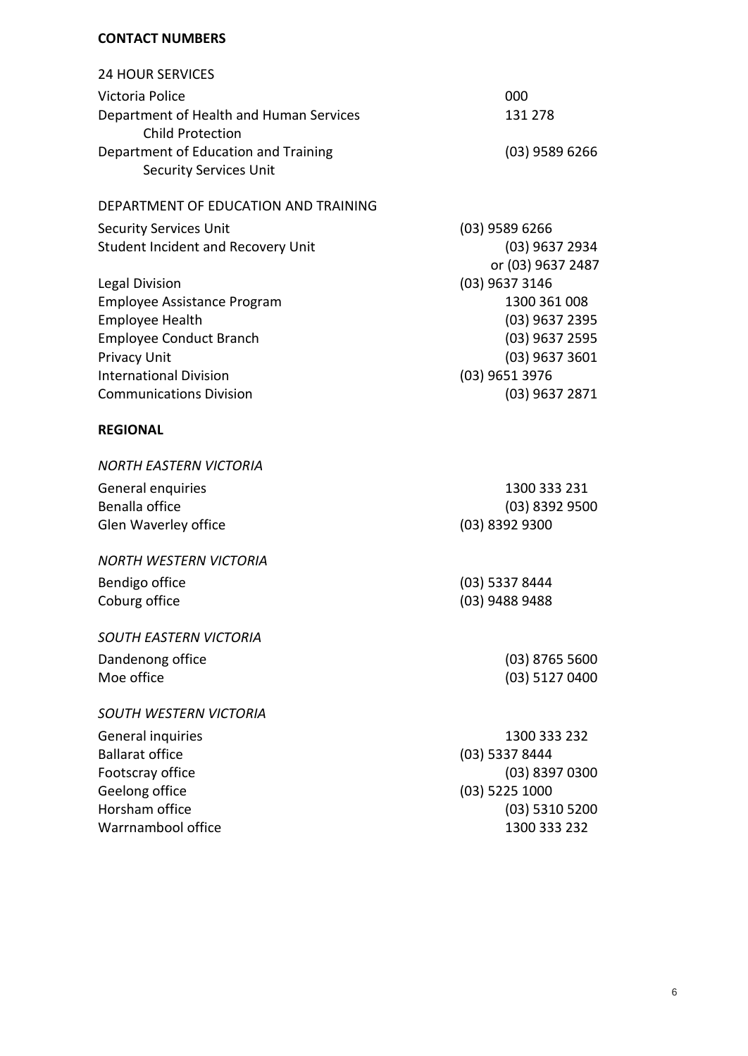**CONTACT NUMBERS**

24 HOUR SERVICES

| | |
|---|---|
| Victoria Police | 000 |
| Department of Health and Human Services Child Protection | 131 278 |
| Department of Education and Training Security Services Unit | (03) 9589 6266 |

DEPARTMENT OF EDUCATION AND TRAINING

| | |
|---|---|
| Security Services Unit | (03) 9589 6266 |
| Student Incident and Recovery Unit | (03) 9637 2934 or (03) 9637 2487 |
| Legal Division | (03) 9637 3146 |
| Employee Assistance Program | 1300 361 008 |
| Employee Health | (03) 9637 2395 |
| Employee Conduct Branch | (03) 9637 2595 |
| Privacy Unit | (03) 9637 3601 |
| International Division | (03) 9651 3976 |
| Communications Division | (03) 9637 2871 |

**REGIONAL**

*NORTH EASTERN VICTORIA*

| | |
|---|---|
| General enquiries | 1300 333 231 |
| Benalla office | (03) 8392 9500 |
| Glen Waverley office | (03) 8392 9300 |

*NORTH WESTERN VICTORIA*

| | |
|---|---|
| Bendigo office | (03) 5337 8444 |
| Coburg office | (03) 9488 9488 |

*SOUTH EASTERN VICTORIA*

| | |
|---|---|
| Dandenong office | (03) 8765 5600 |
| Moe office | (03) 5127 0400 |

*SOUTH WESTERN VICTORIA*

| | |
|---|---|
| General inquiries | 1300 333 232 |
| Ballarat office | (03) 5337 8444 |
| Footscray office | (03) 8397 0300 |
| Geelong office | (03) 5225 1000 |
| Horsham office | (03) 5310 5200 |
| Warrnambool office | 1300 333 232 |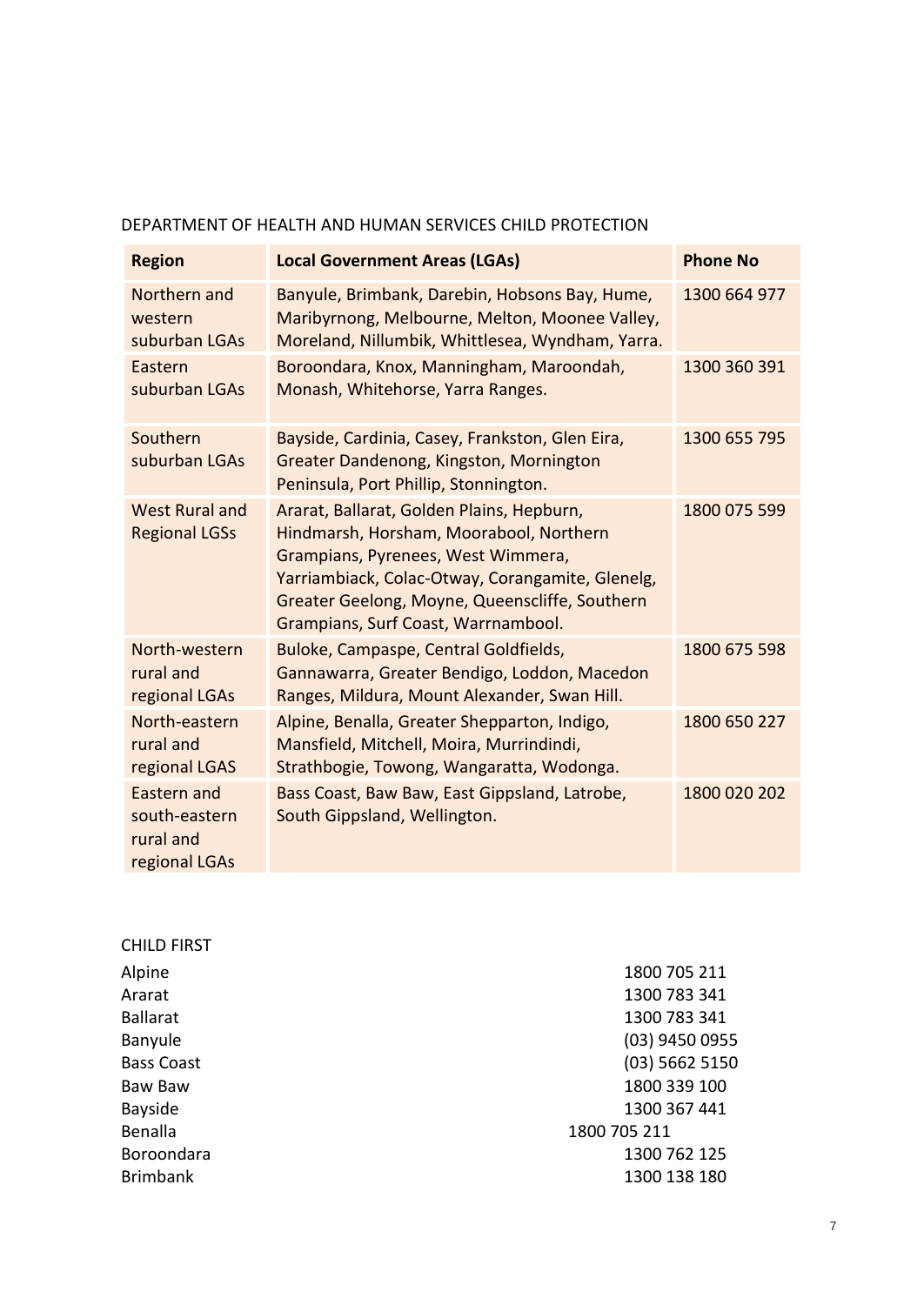DEPARTMENT OF HEALTH AND HUMAN SERVICES CHILD PROTECTION

| **Region** | **Local Government Areas (LGAs)** | **Phone No** |
|---|---|---|
| Northern and western suburban LGAs | Banyule, Brimbank, Darebin, Hobsons Bay, Hume, Maribyrnong, Melbourne, Melton, Moonee Valley, Moreland, Nillumbik, Whittlesea, Wyndham, Yarra. | 1300 664 977 |
| Eastern suburban LGAs | Boroondara, Knox, Manningham, Maroondah, Monash, Whitehorse, Yarra Ranges. | 1300 360 391 |
| Southern suburban LGAs | Bayside, Cardinia, Casey, Frankston, Glen Eira, Greater Dandenong, Kingston, Mornington Peninsula, Port Phillip, Stonnington. | 1300 655 795 |
| West Rural and Regional LGSs | Ararat, Ballarat, Golden Plains, Hepburn, Hindmarsh, Horsham, Moorabool, Northern Grampians, Pyrenees, West Wimmera, Yarriambiack, Colac-Otway, Corangamite, Glenelg, Greater Geelong, Moyne, Queenscliffe, Southern Grampians, Surf Coast, Warrnambool. | 1800 075 599 |
| North-western rural and regional LGAs | Buloke, Campaspe, Central Goldfields, Gannawarra, Greater Bendigo, Loddon, Macedon Ranges, Mildura, Mount Alexander, Swan Hill. | 1800 675 598 |
| North-eastern rural and regional LGAS | Alpine, Benalla, Greater Shepparton, Indigo, Mansfield, Mitchell, Moira, Murrindindi, Strathbogie, Towong, Wangaratta, Wodonga. | 1800 650 227 |
| Eastern and south-eastern rural and regional LGAs | Bass Coast, Baw Baw, East Gippsland, Latrobe, South Gippsland, Wellington. | 1800 020 202 |

CHILD FIRST

| | |
|---|---|
| Alpine | 1800 705 211 |
| Ararat | 1300 783 341 |
| Ballarat | 1300 783 341 |
| Banyule | (03) 9450 0955 |
| Bass Coast | (03) 5662 5150 |
| Baw Baw | 1800 339 100 |
| Bayside | 1300 367 441 |
| Benalla | 1800 705 211 |
| Boroondara | 1300 762 125 |
| Brimbank | 1300 138 180 |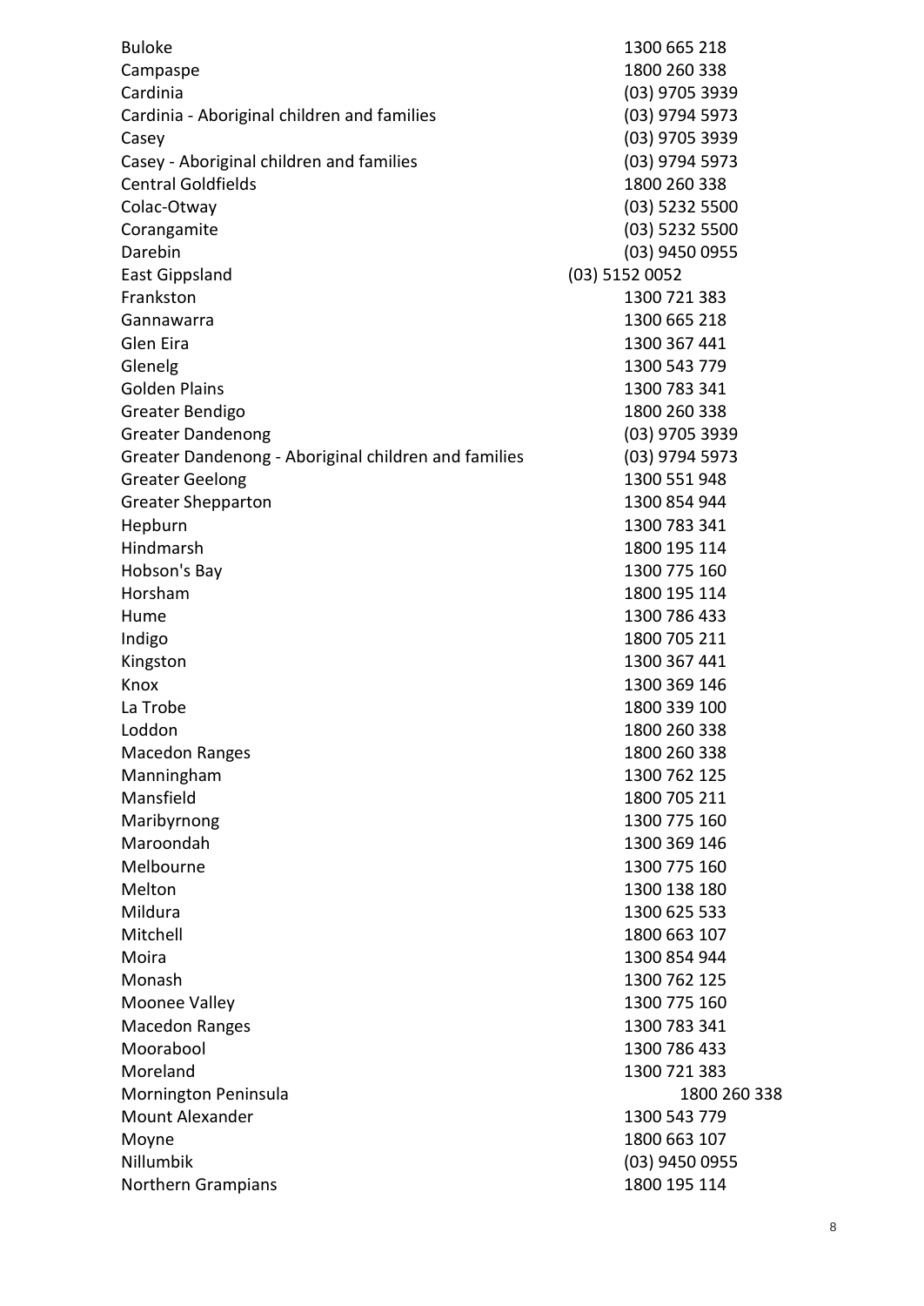| | |
|---|---|
| Buloke | 1300 665 218 |
| Campaspe | 1800 260 338 |
| Cardinia | (03) 9705 3939 |
| Cardinia - Aboriginal children and families | (03) 9794 5973 |
| Casey | (03) 9705 3939 |
| Casey - Aboriginal children and families | (03) 9794 5973 |
| Central Goldfields | 1800 260 338 |
| Colac-Otway | (03) 5232 5500 |
| Corangamite | (03) 5232 5500 |
| Darebin | (03) 9450 0955 |
| East Gippsland | (03) 5152 0052 |
| Frankston | 1300 721 383 |
| Gannawarra | 1300 665 218 |
| Glen Eira | 1300 367 441 |
| Glenelg | 1300 543 779 |
| Golden Plains | 1300 783 341 |
| Greater Bendigo | 1800 260 338 |
| Greater Dandenong | (03) 9705 3939 |
| Greater Dandenong - Aboriginal children and families | (03) 9794 5973 |
| Greater Geelong | 1300 551 948 |
| Greater Shepparton | 1300 854 944 |
| Hepburn | 1300 783 341 |
| Hindmarsh | 1800 195 114 |
| Hobson's Bay | 1300 775 160 |
| Horsham | 1800 195 114 |
| Hume | 1300 786 433 |
| Indigo | 1800 705 211 |
| Kingston | 1300 367 441 |
| Knox | 1300 369 146 |
| La Trobe | 1800 339 100 |
| Loddon | 1800 260 338 |
| Macedon Ranges | 1800 260 338 |
| Manningham | 1300 762 125 |
| Mansfield | 1800 705 211 |
| Maribyrnong | 1300 775 160 |
| Maroondah | 1300 369 146 |
| Melbourne | 1300 775 160 |
| Melton | 1300 138 180 |
| Mildura | 1300 625 533 |
| Mitchell | 1800 663 107 |
| Moira | 1300 854 944 |
| Monash | 1300 762 125 |
| Moonee Valley | 1300 775 160 |
| Macedon Ranges | 1300 783 341 |
| Moorabool | 1300 786 433 |
| Moreland | 1300 721 383 |
| Mornington Peninsula | 1800 260 338 |
| Mount Alexander | 1300 543 779 |
| Moyne | 1800 663 107 |
| Nillumbik | (03) 9450 0955 |
| Northern Grampians | 1800 195 114 |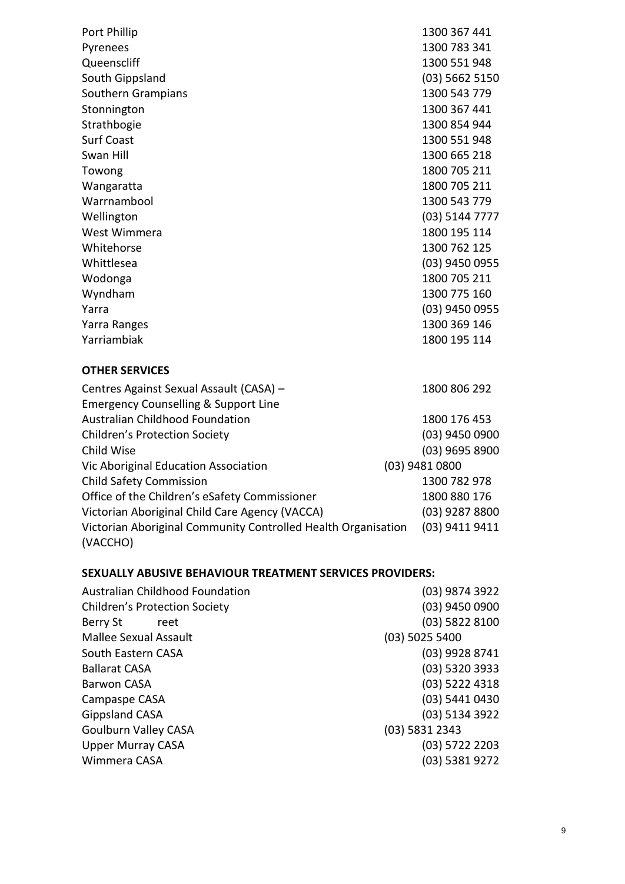| | |
|---|---|
| Port Phillip | 1300 367 441 |
| Pyrenees | 1300 783 341 |
| Queenscliff | 1300 551 948 |
| South Gippsland | (03) 5662 5150 |
| Southern Grampians | 1300 543 779 |
| Stonnington | 1300 367 441 |
| Strathbogie | 1300 854 944 |
| Surf Coast | 1300 551 948 |
| Swan Hill | 1300 665 218 |
| Towong | 1800 705 211 |
| Wangaratta | 1800 705 211 |
| Warrnambool | 1300 543 779 |
| Wellington | (03) 5144 7777 |
| West Wimmera | 1800 195 114 |
| Whitehorse | 1300 762 125 |
| Whittlesea | (03) 9450 0955 |
| Wodonga | 1800 705 211 |
| Wyndham | 1300 775 160 |
| Yarra | (03) 9450 0955 |
| Yarra Ranges | 1300 369 146 |
| Yarriambiak | 1800 195 114 |

**OTHER SERVICES**

| | |
|---|---|
| Centres Against Sexual Assault (CASA) – Emergency Counselling & Support Line | 1800 806 292 |
| Australian Childhood Foundation | 1800 176 453 |
| Children's Protection Society | (03) 9450 0900 |
| Child Wise | (03) 9695 8900 |
| Vic Aboriginal Education Association | (03) 9481 0800 |
| Child Safety Commission | 1300 782 978 |
| Office of the Children's eSafety Commissioner | 1800 880 176 |
| Victorian Aboriginal Child Care Agency (VACCA) | (03) 9287 8800 |
| Victorian Aboriginal Community Controlled Health Organisation (VACCHO) | (03) 9411 9411 |

**SEXUALLY ABUSIVE BEHAVIOUR TREATMENT SERVICES PROVIDERS:**

| | |
|---|---|
| Australian Childhood Foundation | (03) 9874 3922 |
| Children's Protection Society | (03) 9450 0900 |
| Berry St reet | (03) 5822 8100 |
| Mallee Sexual Assault | (03) 5025 5400 |
| South Eastern CASA | (03) 9928 8741 |
| Ballarat CASA | (03) 5320 3933 |
| Barwon CASA | (03) 5222 4318 |
| Campaspe CASA | (03) 5441 0430 |
| Gippsland CASA | (03) 5134 3922 |
| Goulburn Valley CASA | (03) 5831 2343 |
| Upper Murray CASA | (03) 5722 2203 |
| Wimmera CASA | (03) 5381 9272 |